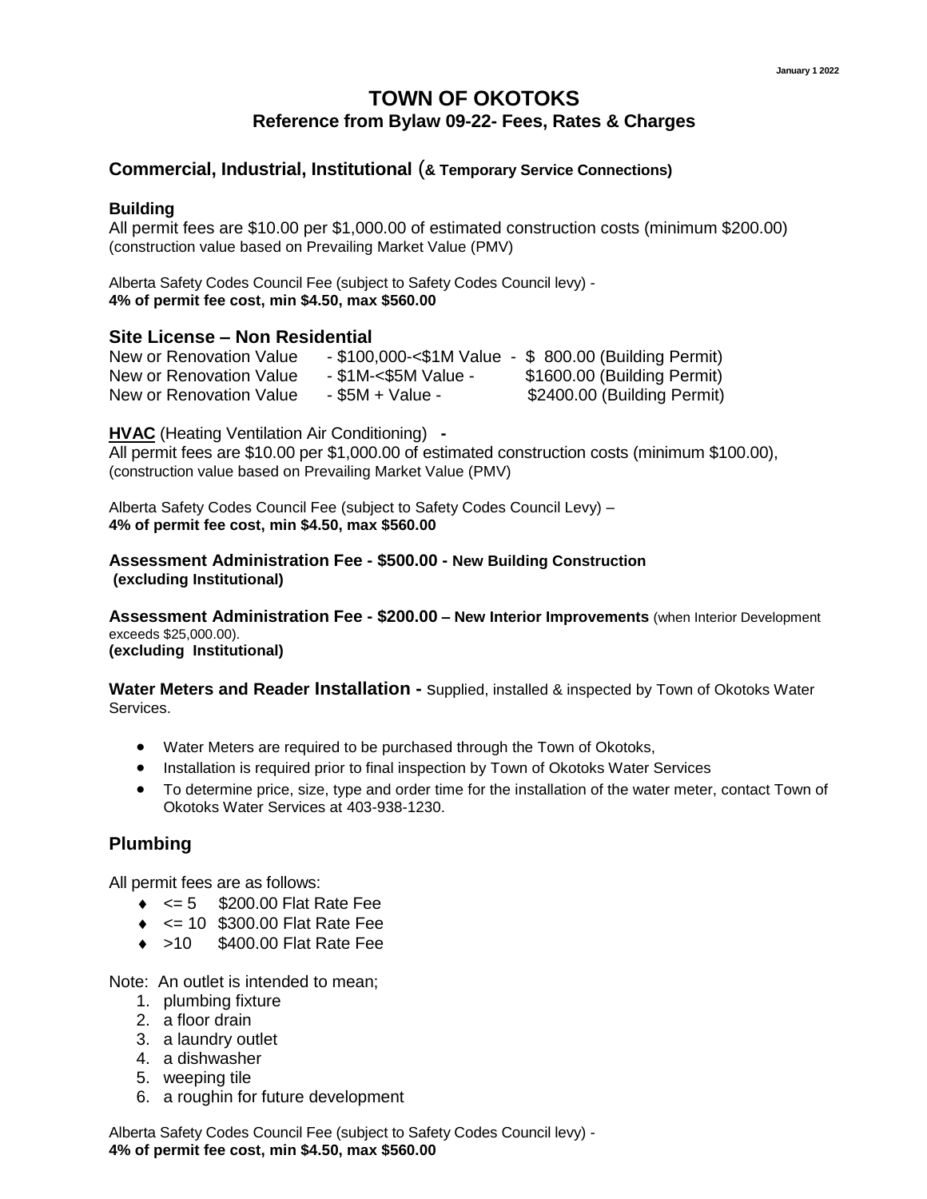January 1 2022

# TOWN OF OKOTOKS

## Reference from Bylaw 09-22- Fees, Rates & Charges

## Commercial, Industrial, Institutional (& Temporary Service Connections)

### Building

All permit fees are $10.00 per $1,000.00 of estimated construction costs (minimum $200.00) (construction value based on Prevailing Market Value (PMV)

Alberta Safety Codes Council Fee (subject to Safety Codes Council levy) -
**4% of permit fee cost, min $4.50, max $560.00**

### Site License – Non Residential

| | | |
|---|---|---|
| New or Renovation Value | - $100,000-<$1M Value - | $ 800.00 (Building Permit) |
| New or Renovation Value | - $1M-<$5M Value - | $1600.00 (Building Permit) |
| New or Renovation Value | - $5M + Value - | $2400.00 (Building Permit) |

**HVAC** (Heating Ventilation Air Conditioning) **-**
All permit fees are $10.00 per $1,000.00 of estimated construction costs (minimum $100.00), (construction value based on Prevailing Market Value (PMV)

Alberta Safety Codes Council Fee (subject to Safety Codes Council Levy) –
**4% of permit fee cost, min $4.50, max $560.00**

**Assessment Administration Fee - $500.00 - New Building Construction (excluding Institutional)**

**Assessment Administration Fee - $200.00 – New Interior Improvements** (when Interior Development exceeds $25,000.00).
**(excluding Institutional)**

**Water Meters and Reader Installation -** Supplied, installed & inspected by Town of Okotoks Water Services.

- Water Meters are required to be purchased through the Town of Okotoks,
- Installation is required prior to final inspection by Town of Okotoks Water Services
- To determine price, size, type and order time for the installation of the water meter, contact Town of Okotoks Water Services at 403-938-1230.

## Plumbing

All permit fees are as follows:

- <= 5 $200.00 Flat Rate Fee
- <= 10 $300.00 Flat Rate Fee
- >10 $400.00 Flat Rate Fee

Note: An outlet is intended to mean;

1. plumbing fixture
2. a floor drain
3. a laundry outlet
4. a dishwasher
5. weeping tile
6. a roughin for future development

Alberta Safety Codes Council Fee (subject to Safety Codes Council levy) -
**4% of permit fee cost, min $4.50, max $560.00**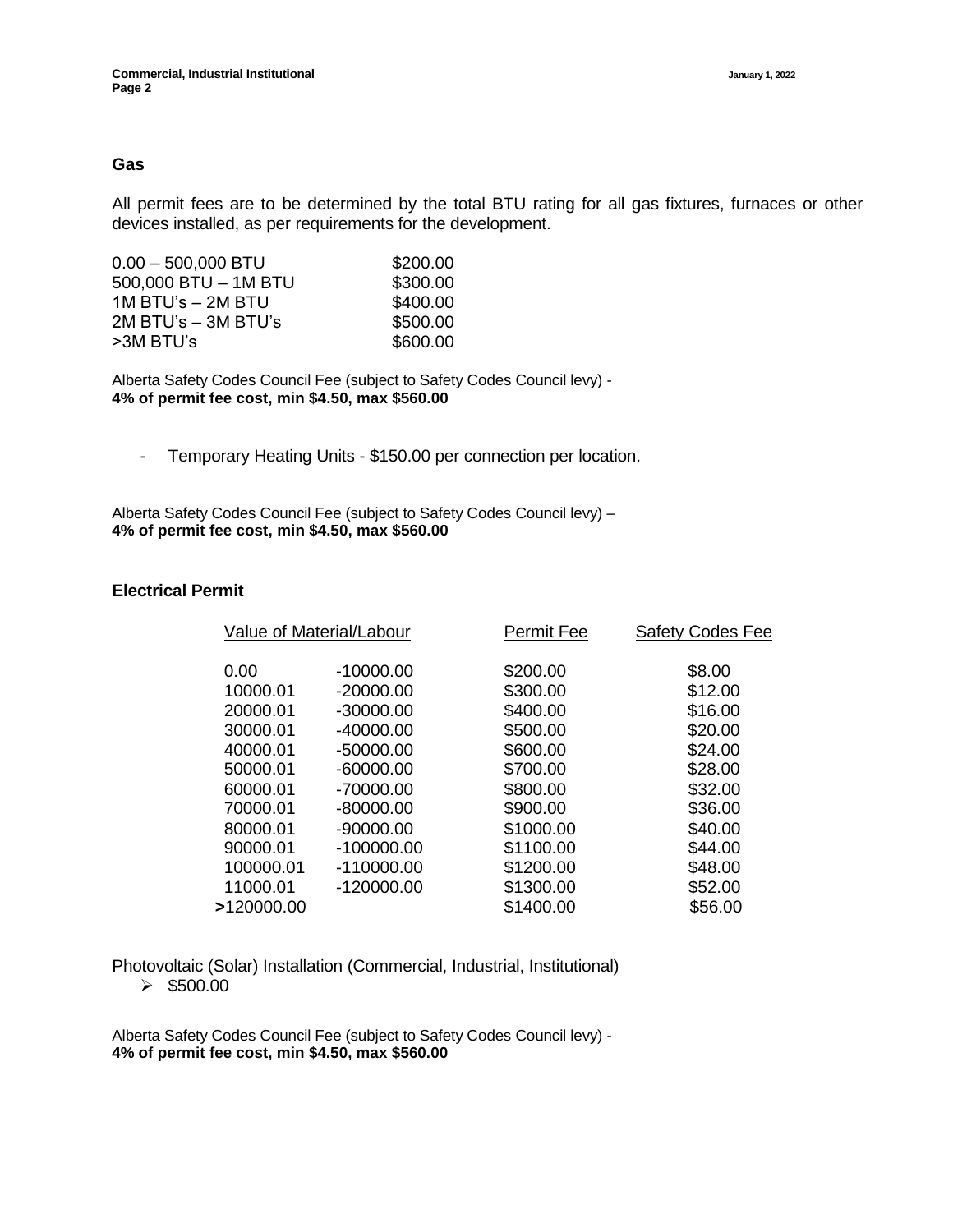## Gas

All permit fees are to be determined by the total BTU rating for all gas fixtures, furnaces or other devices installed, as per requirements for the development.

| | |
|---|---|
| 0.00 – 500,000 BTU | $200.00 |
| 500,000 BTU – 1M BTU | $300.00 |
| 1M BTU's – 2M BTU | $400.00 |
| 2M BTU's – 3M BTU's | $500.00 |
| >3M BTU's | $600.00 |

Alberta Safety Codes Council Fee (subject to Safety Codes Council levy) -
**4% of permit fee cost, min $4.50, max $560.00**

- Temporary Heating Units - $150.00 per connection per location.

Alberta Safety Codes Council Fee (subject to Safety Codes Council levy) –
**4% of permit fee cost, min $4.50, max $560.00**

## Electrical Permit

| Value of Material/Labour | | Permit Fee | Safety Codes Fee |
|---|---|---|---|
| 0.00 | -10000.00 | $200.00 | $8.00 |
| 10000.01 | -20000.00 | $300.00 | $12.00 |
| 20000.01 | -30000.00 | $400.00 | $16.00 |
| 30000.01 | -40000.00 | $500.00 | $20.00 |
| 40000.01 | -50000.00 | $600.00 | $24.00 |
| 50000.01 | -60000.00 | $700.00 | $28.00 |
| 60000.01 | -70000.00 | $800.00 | $32.00 |
| 70000.01 | -80000.00 | $900.00 | $36.00 |
| 80000.01 | -90000.00 | $1000.00 | $40.00 |
| 90000.01 | -100000.00 | $1100.00 | $44.00 |
| 100000.01 | -110000.00 | $1200.00 | $48.00 |
| 11000.01 | -120000.00 | $1300.00 | $52.00 |
| **>**120000.00 | | $1400.00 | $56.00 |

Photovoltaic (Solar) Installation (Commercial, Industrial, Institutional)

- $500.00

Alberta Safety Codes Council Fee (subject to Safety Codes Council levy) -
**4% of permit fee cost, min $4.50, max $560.00**